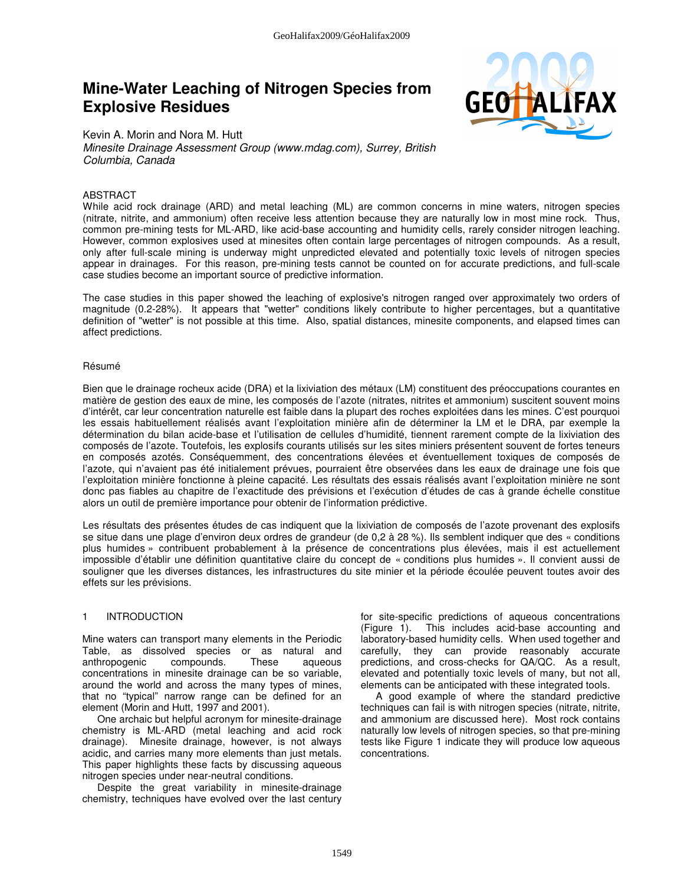# Mine-Water Leaching of Nitrogen Species from Explosive Residues

Kevin A. Morin and Nora M. Hutt
*Minesite Drainage Assessment Group (www.mdag.com), Surrey, British Columbia, Canada*

## ABSTRACT

While acid rock drainage (ARD) and metal leaching (ML) are common concerns in mine waters, nitrogen species (nitrate, nitrite, and ammonium) often receive less attention because they are naturally low in most mine rock. Thus, common pre-mining tests for ML-ARD, like acid-base accounting and humidity cells, rarely consider nitrogen leaching. However, common explosives used at minesites often contain large percentages of nitrogen compounds. As a result, only after full-scale mining is underway might unpredicted elevated and potentially toxic levels of nitrogen species appear in drainages. For this reason, pre-mining tests cannot be counted on for accurate predictions, and full-scale case studies become an important source of predictive information.

The case studies in this paper showed the leaching of explosive's nitrogen ranged over approximately two orders of magnitude (0.2-28%). It appears that "wetter" conditions likely contribute to higher percentages, but a quantitative definition of "wetter" is not possible at this time. Also, spatial distances, minesite components, and elapsed times can affect predictions.

## Résumé

Bien que le drainage rocheux acide (DRA) et la lixiviation des métaux (LM) constituent des préoccupations courantes en matière de gestion des eaux de mine, les composés de l'azote (nitrates, nitrites et ammonium) suscitent souvent moins d'intérêt, car leur concentration naturelle est faible dans la plupart des roches exploitées dans les mines. C'est pourquoi les essais habituellement réalisés avant l'exploitation minière afin de déterminer la LM et le DRA, par exemple la détermination du bilan acide-base et l'utilisation de cellules d'humidité, tiennent rarement compte de la lixiviation des composés de l'azote. Toutefois, les explosifs courants utilisés sur les sites miniers présentent souvent de fortes teneurs en composés azotés. Conséquemment, des concentrations élevées et éventuellement toxiques de composés de l'azote, qui n'avaient pas été initialement prévues, pourraient être observées dans les eaux de drainage une fois que l'exploitation minière fonctionne à pleine capacité. Les résultats des essais réalisés avant l'exploitation minière ne sont donc pas fiables au chapitre de l'exactitude des prévisions et l'exécution d'études de cas à grande échelle constitue alors un outil de première importance pour obtenir de l'information prédictive.

Les résultats des présentes études de cas indiquent que la lixiviation de composés de l'azote provenant des explosifs se situe dans une plage d'environ deux ordres de grandeur (de 0,2 à 28 %). Ils semblent indiquer que des « conditions plus humides » contribuent probablement à la présence de concentrations plus élevées, mais il est actuellement impossible d'établir une définition quantitative claire du concept de « conditions plus humides ». Il convient aussi de souligner que les diverses distances, les infrastructures du site minier et la période écoulée peuvent toutes avoir des effets sur les prévisions.

## 1 INTRODUCTION

Mine waters can transport many elements in the Periodic Table, as dissolved species or as natural and anthropogenic compounds. These aqueous concentrations in minesite drainage can be so variable, around the world and across the many types of mines, that no "typical" narrow range can be defined for an element (Morin and Hutt, 1997 and 2001).

One archaic but helpful acronym for minesite-drainage chemistry is ML-ARD (metal leaching and acid rock drainage). Minesite drainage, however, is not always acidic, and carries many more elements than just metals. This paper highlights these facts by discussing aqueous nitrogen species under near-neutral conditions.

Despite the great variability in minesite-drainage chemistry, techniques have evolved over the last century for site-specific predictions of aqueous concentrations (Figure 1). This includes acid-base accounting and laboratory-based humidity cells. When used together and carefully, they can provide reasonably accurate predictions, and cross-checks for QA/QC. As a result, elevated and potentially toxic levels of many, but not all, elements can be anticipated with these integrated tools.

A good example of where the standard predictive techniques can fail is with nitrogen species (nitrate, nitrite, and ammonium are discussed here). Most rock contains naturally low levels of nitrogen species, so that pre-mining tests like Figure 1 indicate they will produce low aqueous concentrations.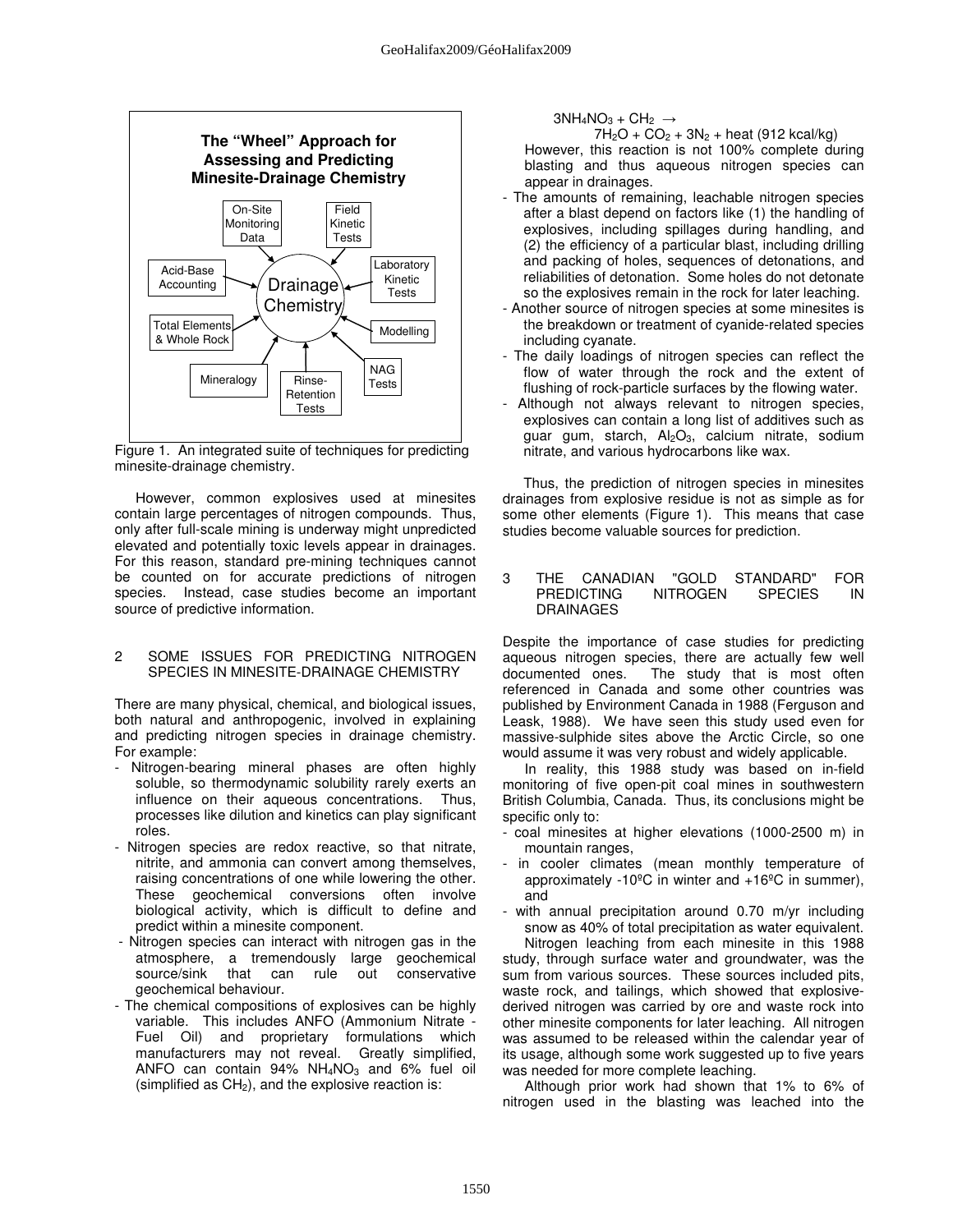The "Wheel" Approach for Assessing and Predicting Minesite-Drainage Chemistry

Drainage Chemistry ← On-Site Monitoring Data; Field Kinetic Tests; Laboratory Kinetic Tests; Modelling; NAG Tests; Rinse-Retention Tests; Mineralogy; Total Elements & Whole Rock; Acid-Base Accounting

Figure 1. An integrated suite of techniques for predicting minesite-drainage chemistry.

However, common explosives used at minesites contain large percentages of nitrogen compounds. Thus, only after full-scale mining is underway might unpredicted elevated and potentially toxic levels appear in drainages. For this reason, standard pre-mining techniques cannot be counted on for accurate predictions of nitrogen species. Instead, case studies become an important source of predictive information.

## 2 SOME ISSUES FOR PREDICTING NITROGEN SPECIES IN MINESITE-DRAINAGE CHEMISTRY

There are many physical, chemical, and biological issues, both natural and anthropogenic, involved in explaining and predicting nitrogen species in drainage chemistry. For example:

- Nitrogen-bearing mineral phases are often highly soluble, so thermodynamic solubility rarely exerts an influence on their aqueous concentrations. Thus, processes like dilution and kinetics can play significant roles.
- Nitrogen species are redox reactive, so that nitrate, nitrite, and ammonia can convert among themselves, raising concentrations of one while lowering the other. These geochemical conversions often involve biological activity, which is difficult to define and predict within a minesite component.
- Nitrogen species can interact with nitrogen gas in the atmosphere, a tremendously large geochemical source/sink that can rule out conservative geochemical behaviour.
- The chemical compositions of explosives can be highly variable. This includes ANFO (Ammonium Nitrate - Fuel Oil) and proprietary formulations which manufacturers may not reveal. Greatly simplified, ANFO can contain 94% $NH_4NO_3$ and 6% fuel oil (simplified as $CH_2$), and the explosive reaction is:

$$3NH_4NO_3 + CH_2 \rightarrow 7H_2O + CO_2 + 3N_2 + \text{heat (912 kcal/kg)}$$

  However, this reaction is not 100% complete during blasting and thus aqueous nitrogen species can appear in drainages.
- The amounts of remaining, leachable nitrogen species after a blast depend on factors like (1) the handling of explosives, including spillages during handling, and (2) the efficiency of a particular blast, including drilling and packing of holes, sequences of detonations, and reliabilities of detonation. Some holes do not detonate so the explosives remain in the rock for later leaching.
- Another source of nitrogen species at some minesites is the breakdown or treatment of cyanide-related species including cyanate.
- The daily loadings of nitrogen species can reflect the flow of water through the rock and the extent of flushing of rock-particle surfaces by the flowing water.
- Although not always relevant to nitrogen species, explosives can contain a long list of additives such as guar gum, starch, $Al_2O_3$, calcium nitrate, sodium nitrate, and various hydrocarbons like wax.

Thus, the prediction of nitrogen species in minesites drainages from explosive residue is not as simple as for some other elements (Figure 1). This means that case studies become valuable sources for prediction.

## 3 THE CANADIAN "GOLD STANDARD" FOR PREDICTING NITROGEN SPECIES IN DRAINAGES

Despite the importance of case studies for predicting aqueous nitrogen species, there are actually few well documented ones. The study that is most often referenced in Canada and some other countries was published by Environment Canada in 1988 (Ferguson and Leask, 1988). We have seen this study used even for massive-sulphide sites above the Arctic Circle, so one would assume it was very robust and widely applicable.

In reality, this 1988 study was based on in-field monitoring of five open-pit coal mines in southwestern British Columbia, Canada. Thus, its conclusions might be specific only to:

- coal minesites at higher elevations (1000-2500 m) in mountain ranges,
- in cooler climates (mean monthly temperature of approximately -10ºC in winter and +16ºC in summer), and
- with annual precipitation around 0.70 m/yr including snow as 40% of total precipitation as water equivalent.

Nitrogen leaching from each minesite in this 1988 study, through surface water and groundwater, was the sum from various sources. These sources included pits, waste rock, and tailings, which showed that explosive-derived nitrogen was carried by ore and waste rock into other minesite components for later leaching. All nitrogen was assumed to be released within the calendar year of its usage, although some work suggested up to five years was needed for more complete leaching.

Although prior work had shown that 1% to 6% of nitrogen used in the blasting was leached into the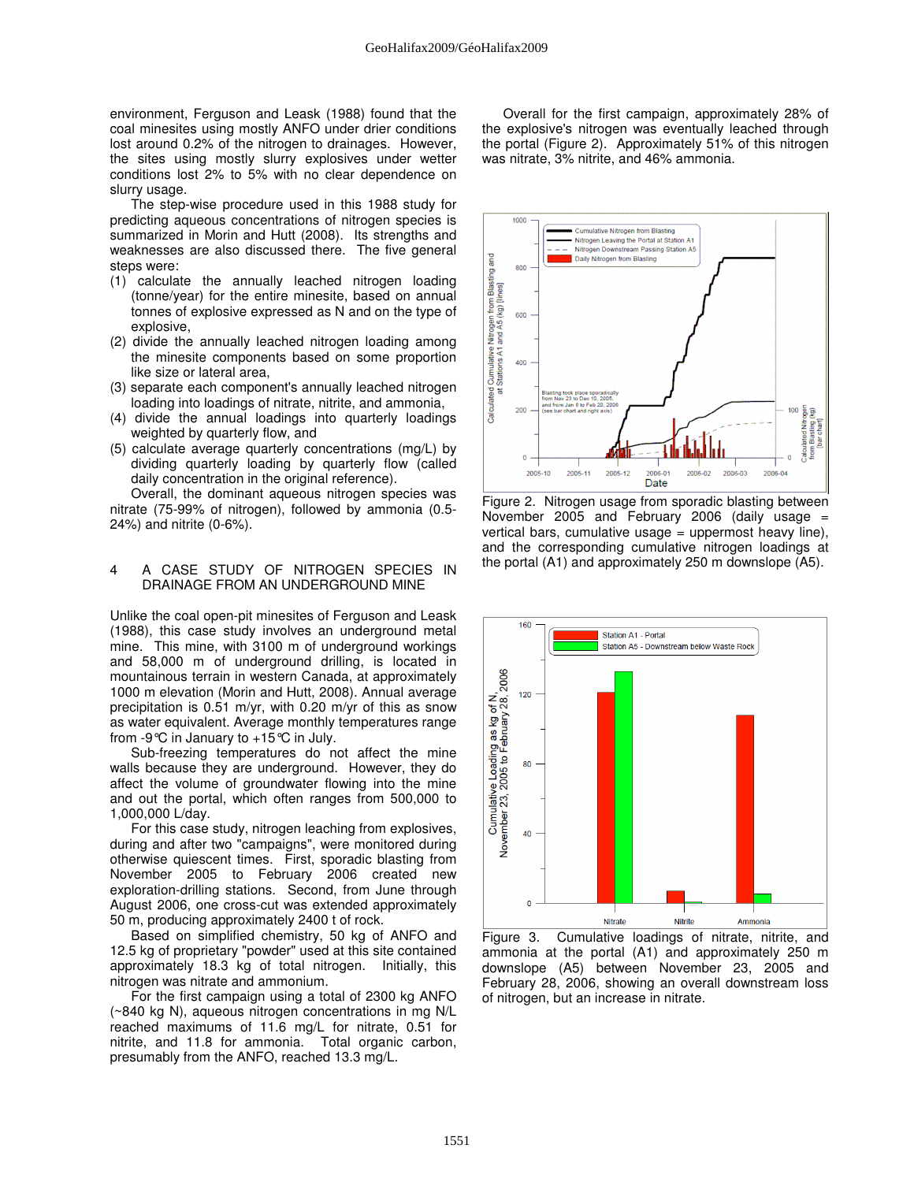environment, Ferguson and Leask (1988) found that the coal minesites using mostly ANFO under drier conditions lost around 0.2% of the nitrogen to drainages. However, the sites using mostly slurry explosives under wetter conditions lost 2% to 5% with no clear dependence on slurry usage.

The step-wise procedure used in this 1988 study for predicting aqueous concentrations of nitrogen species is summarized in Morin and Hutt (2008). Its strengths and weaknesses are also discussed there. The five general steps were:

1. calculate the annually leached nitrogen loading (tonne/year) for the entire minesite, based on annual tonnes of explosive expressed as N and on the type of explosive,
2. divide the annually leached nitrogen loading among the minesite components based on some proportion like size or lateral area,
3. separate each component's annually leached nitrogen loading into loadings of nitrate, nitrite, and ammonia,
4. divide the annual loadings into quarterly loadings weighted by quarterly flow, and
5. calculate average quarterly concentrations (mg/L) by dividing quarterly loading by quarterly flow (called daily concentration in the original reference).

Overall, the dominant aqueous nitrogen species was nitrate (75-99% of nitrogen), followed by ammonia (0.5-24%) and nitrite (0-6%).

## 4 A CASE STUDY OF NITROGEN SPECIES IN DRAINAGE FROM AN UNDERGROUND MINE

Unlike the coal open-pit minesites of Ferguson and Leask (1988), this case study involves an underground metal mine. This mine, with 3100 m of underground workings and 58,000 m of underground drilling, is located in mountainous terrain in western Canada, at approximately 1000 m elevation (Morin and Hutt, 2008). Annual average precipitation is 0.51 m/yr, with 0.20 m/yr of this as snow as water equivalent. Average monthly temperatures range from -9°C in January to +15°C in July.

Sub-freezing temperatures do not affect the mine walls because they are underground. However, they do affect the volume of groundwater flowing into the mine and out the portal, which often ranges from 500,000 to 1,000,000 L/day.

For this case study, nitrogen leaching from explosives, during and after two "campaigns", were monitored during otherwise quiescent times. First, sporadic blasting from November 2005 to February 2006 created new exploration-drilling stations. Second, from June through August 2006, one cross-cut was extended approximately 50 m, producing approximately 2400 t of rock.

Based on simplified chemistry, 50 kg of ANFO and 12.5 kg of proprietary "powder" used at this site contained approximately 18.3 kg of total nitrogen. Initially, this nitrogen was nitrate and ammonium.

For the first campaign using a total of 2300 kg ANFO (~840 kg N), aqueous nitrogen concentrations in mg N/L reached maximums of 11.6 mg/L for nitrate, 0.51 for nitrite, and 11.8 for ammonia. Total organic carbon, presumably from the ANFO, reached 13.3 mg/L.

Overall for the first campaign, approximately 28% of the explosive's nitrogen was eventually leached through the portal (Figure 2). Approximately 51% of this nitrogen was nitrate, 3% nitrite, and 46% ammonia.

Figure 2. Nitrogen usage from sporadic blasting between November 2005 and February 2006 (daily usage = vertical bars, cumulative usage = uppermost heavy line), and the corresponding cumulative nitrogen loadings at the portal (A1) and approximately 250 m downslope (A5).

Figure 3. Cumulative loadings of nitrate, nitrite, and ammonia at the portal (A1) and approximately 250 m downslope (A5) between November 23, 2005 and February 28, 2006, showing an overall downstream loss of nitrogen, but an increase in nitrate.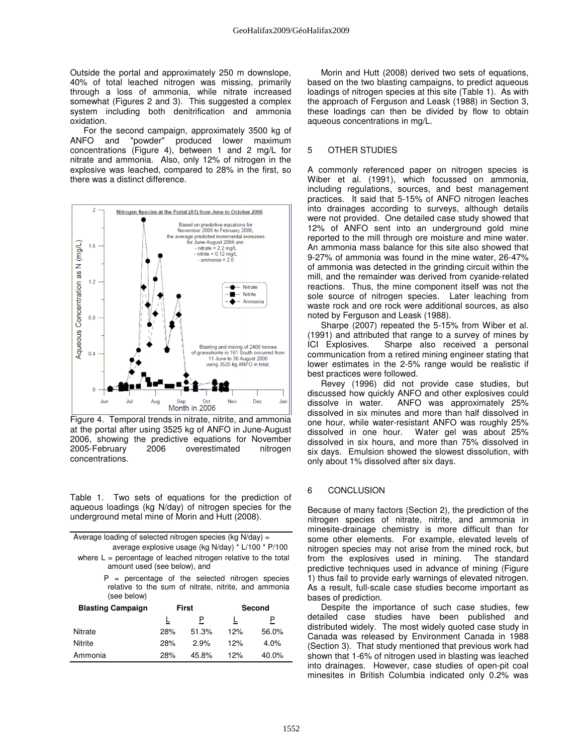Outside the portal and approximately 250 m downslope, 40% of total leached nitrogen was missing, primarily through a loss of ammonia, while nitrate increased somewhat (Figures 2 and 3). This suggested a complex system including both denitrification and ammonia oxidation.

For the second campaign, approximately 3500 kg of ANFO and "powder" produced lower maximum concentrations (Figure 4), between 1 and 2 mg/L for nitrate and ammonia. Also, only 12% of nitrogen in the explosive was leached, compared to 28% in the first, so there was a distinct difference.

Figure 4. Temporal trends in nitrate, nitrite, and ammonia at the portal after using 3525 kg of ANFO in June-August 2006, showing the predictive equations for November 2005-February 2006 overestimated nitrogen concentrations.

Table 1. Two sets of equations for the prediction of aqueous loadings (kg N/day) of nitrogen species for the underground metal mine of Morin and Hutt (2008).

Average loading of selected nitrogen species (kg N/day) = average explosive usage (kg N/day) * L/100 * P/100

where L = percentage of leached nitrogen relative to the total amount used (see below), and

P = percentage of the selected nitrogen species relative to the sum of nitrate, nitrite, and ammonia (see below)

| Blasting Campaign | First | | Second | |
|---|---|---|---|---|
| | L | P | L | P |
| Nitrate | 28% | 51.3% | 12% | 56.0% |
| Nitrite | 28% | 2.9% | 12% | 4.0% |
| Ammonia | 28% | 45.8% | 12% | 40.0% |

Morin and Hutt (2008) derived two sets of equations, based on the two blasting campaigns, to predict aqueous loadings of nitrogen species at this site (Table 1). As with the approach of Ferguson and Leask (1988) in Section 3, these loadings can then be divided by flow to obtain aqueous concentrations in mg/L.

## 5 OTHER STUDIES

A commonly referenced paper on nitrogen species is Wiber et al. (1991), which focussed on ammonia, including regulations, sources, and best management practices. It said that 5-15% of ANFO nitrogen leaches into drainages according to surveys, although details were not provided. One detailed case study showed that 12% of ANFO sent into an underground gold mine reported to the mill through ore moisture and mine water. An ammonia mass balance for this site also showed that 9-27% of ammonia was found in the mine water, 26-47% of ammonia was detected in the grinding circuit within the mill, and the remainder was derived from cyanide-related reactions. Thus, the mine component itself was not the sole source of nitrogen species. Later leaching from waste rock and ore rock were additional sources, as also noted by Ferguson and Leask (1988).

Sharpe (2007) repeated the 5-15% from Wiber et al. (1991) and attributed that range to a survey of mines by ICI Explosives. Sharpe also received a personal communication from a retired mining engineer stating that lower estimates in the 2-5% range would be realistic if best practices were followed.

Revey (1996) did not provide case studies, but discussed how quickly ANFO and other explosives could dissolve in water. ANFO was approximately 25% dissolved in six minutes and more than half dissolved in one hour, while water-resistant ANFO was roughly 25% dissolved in one hour. Water gel was about 25% dissolved in six hours, and more than 75% dissolved in six days. Emulsion showed the slowest dissolution, with only about 1% dissolved after six days.

## 6 CONCLUSION

Because of many factors (Section 2), the prediction of the nitrogen species of nitrate, nitrite, and ammonia in minesite-drainage chemistry is more difficult than for some other elements. For example, elevated levels of nitrogen species may not arise from the mined rock, but from the explosives used in mining. The standard predictive techniques used in advance of mining (Figure 1) thus fail to provide early warnings of elevated nitrogen. As a result, full-scale case studies become important as bases of prediction.

Despite the importance of such case studies, few detailed case studies have been published and distributed widely. The most widely quoted case study in Canada was released by Environment Canada in 1988 (Section 3). That study mentioned that previous work had shown that 1-6% of nitrogen used in blasting was leached into drainages. However, case studies of open-pit coal minesites in British Columbia indicated only 0.2% was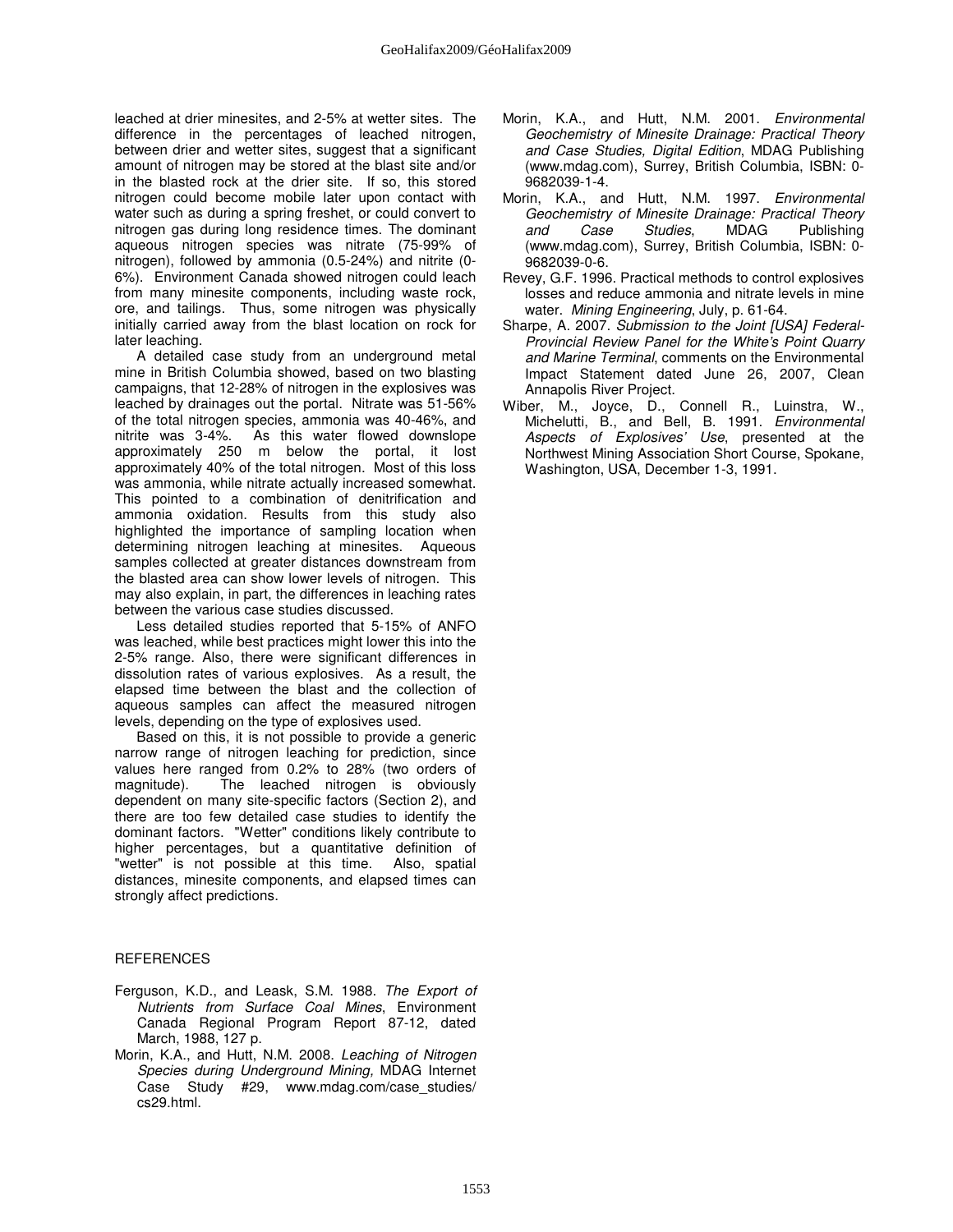leached at drier minesites, and 2-5% at wetter sites. The difference in the percentages of leached nitrogen, between drier and wetter sites, suggest that a significant amount of nitrogen may be stored at the blast site and/or in the blasted rock at the drier site. If so, this stored nitrogen could become mobile later upon contact with water such as during a spring freshet, or could convert to nitrogen gas during long residence times. The dominant aqueous nitrogen species was nitrate (75-99% of nitrogen), followed by ammonia (0.5-24%) and nitrite (0-6%). Environment Canada showed nitrogen could leach from many minesite components, including waste rock, ore, and tailings. Thus, some nitrogen was physically initially carried away from the blast location on rock for later leaching.

A detailed case study from an underground metal mine in British Columbia showed, based on two blasting campaigns, that 12-28% of nitrogen in the explosives was leached by drainages out the portal. Nitrate was 51-56% of the total nitrogen species, ammonia was 40-46%, and nitrite was 3-4%. As this water flowed downslope approximately 250 m below the portal, it lost approximately 40% of the total nitrogen. Most of this loss was ammonia, while nitrate actually increased somewhat. This pointed to a combination of denitrification and ammonia oxidation. Results from this study also highlighted the importance of sampling location when determining nitrogen leaching at minesites. Aqueous samples collected at greater distances downstream from the blasted area can show lower levels of nitrogen. This may also explain, in part, the differences in leaching rates between the various case studies discussed.

Less detailed studies reported that 5-15% of ANFO was leached, while best practices might lower this into the 2-5% range. Also, there were significant differences in dissolution rates of various explosives. As a result, the elapsed time between the blast and the collection of aqueous samples can affect the measured nitrogen levels, depending on the type of explosives used.

Based on this, it is not possible to provide a generic narrow range of nitrogen leaching for prediction, since values here ranged from 0.2% to 28% (two orders of magnitude). The leached nitrogen is obviously dependent on many site-specific factors (Section 2), and there are too few detailed case studies to identify the dominant factors. "Wetter" conditions likely contribute to higher percentages, but a quantitative definition of "wetter" is not possible at this time. Also, spatial distances, minesite components, and elapsed times can strongly affect predictions.

## REFERENCES

Ferguson, K.D., and Leask, S.M. 1988. *The Export of Nutrients from Surface Coal Mines*, Environment Canada Regional Program Report 87-12, dated March, 1988, 127 p.

Morin, K.A., and Hutt, N.M. 2008. *Leaching of Nitrogen Species during Underground Mining,* MDAG Internet Case Study #29, www.mdag.com/case_studies/cs29.html.

Morin, K.A., and Hutt, N.M. 2001. *Environmental Geochemistry of Minesite Drainage: Practical Theory and Case Studies, Digital Edition*, MDAG Publishing (www.mdag.com), Surrey, British Columbia, ISBN: 0-9682039-1-4.

Morin, K.A., and Hutt, N.M. 1997. *Environmental Geochemistry of Minesite Drainage: Practical Theory and Case Studies*, MDAG Publishing (www.mdag.com), Surrey, British Columbia, ISBN: 0-9682039-0-6.

Revey, G.F. 1996. Practical methods to control explosives losses and reduce ammonia and nitrate levels in mine water. *Mining Engineering*, July, p. 61-64.

Sharpe, A. 2007. *Submission to the Joint [USA] Federal-Provincial Review Panel for the White's Point Quarry and Marine Terminal*, comments on the Environmental Impact Statement dated June 26, 2007, Clean Annapolis River Project.

Wiber, M., Joyce, D., Connell R., Luinstra, W., Michelutti, B., and Bell, B. 1991. *Environmental Aspects of Explosives' Use*, presented at the Northwest Mining Association Short Course, Spokane, Washington, USA, December 1-3, 1991.